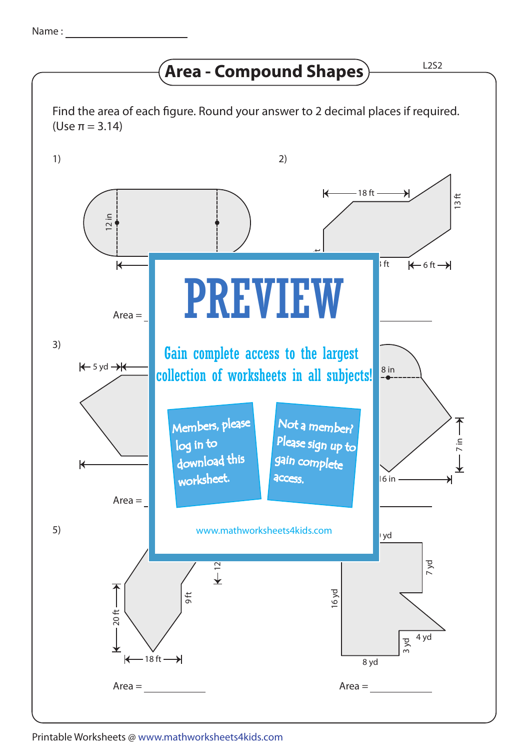Name : ____________________

# Area - Compound Shapes

L2S2

Find the area of each figure. Round your answer to 2 decimal places if required. (Use π = 3.14)

1)

12 in

Area = ____________

2)

18 ft

13 ft

6 ft

Area = ____________

3)

5 yd

Area = ____________

4)

8 in

7 in

16 in

Area = ____________

5)

20 ft

18 ft

9 ft

12

Area = ____________

6)

yd

7 yd

16 yd

4 yd

3 yd

8 yd

Area = ____________

**PREVIEW**

Gain complete access to the largest collection of worksheets in all subjects!

Members, please log in to download this worksheet.

Not a member? Please sign up to gain complete access.

www.mathworksheets4kids.com

Printable Worksheets @ www.mathworksheets4kids.com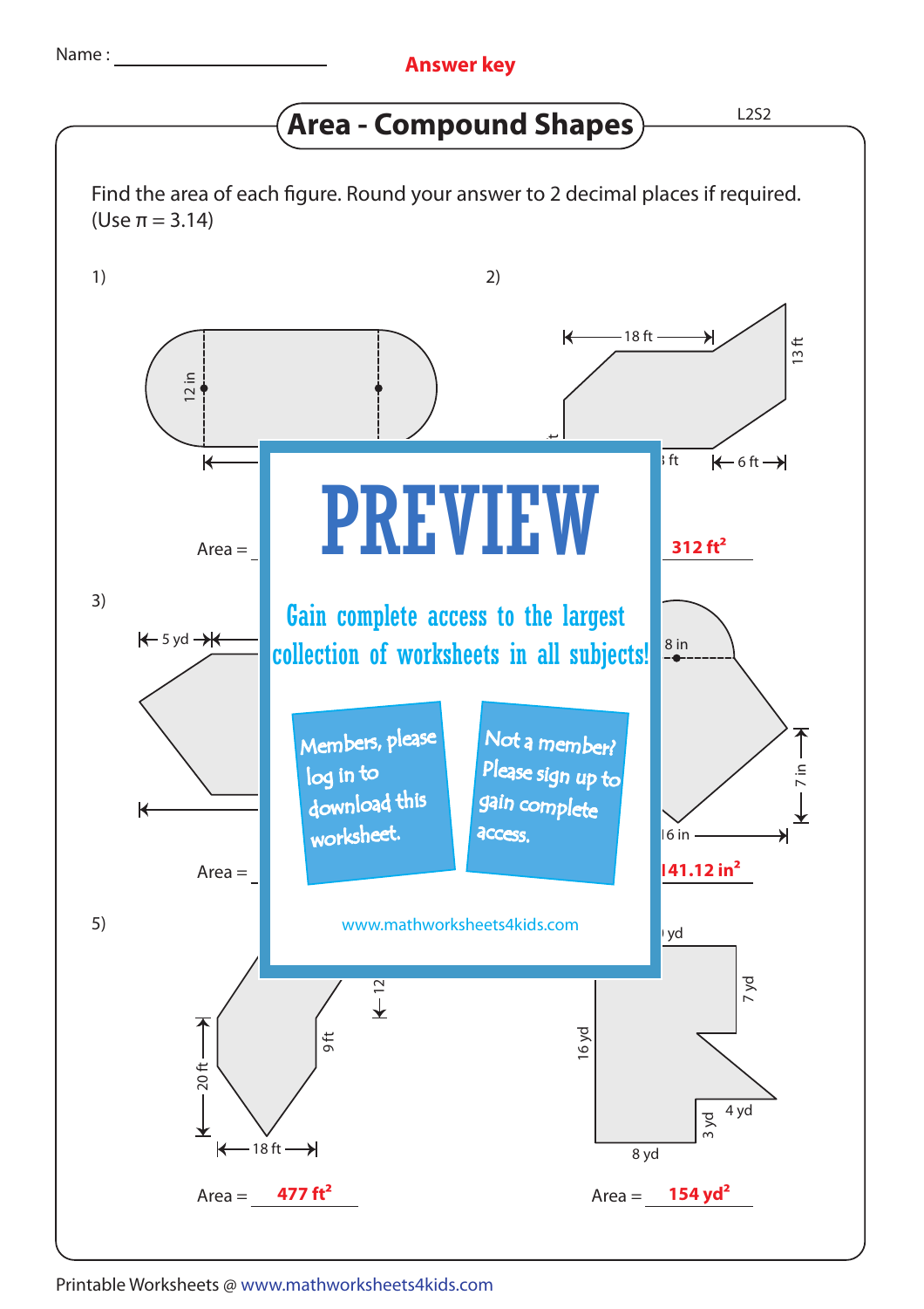Name : ____________________

**Answer key**

# Area - Compound Shapes

L2S2

Find the area of each figure. Round your answer to 2 decimal places if required. (Use π = 3.14)

1)

12 in

Area = ____

2)

18 ft

13 ft

6 ft

Area = **312 ft²**

3)

5 yd

Area = ____

4)

8 in

7 in

16 in

Area = **141.12 in²**

PREVIEW

Gain complete access to the largest collection of worksheets in all subjects!

Members, please log in to download this worksheet.

Not a member? Please sign up to gain complete access.

www.mathworksheets4kids.com

5)

20 ft

9 ft

18 ft

12

Area = **477 ft²**

6)

yd

7 yd

16 yd

4 yd

3 yd

8 yd

Area = **154 yd²**

Printable Worksheets @ www.mathworksheets4kids.com